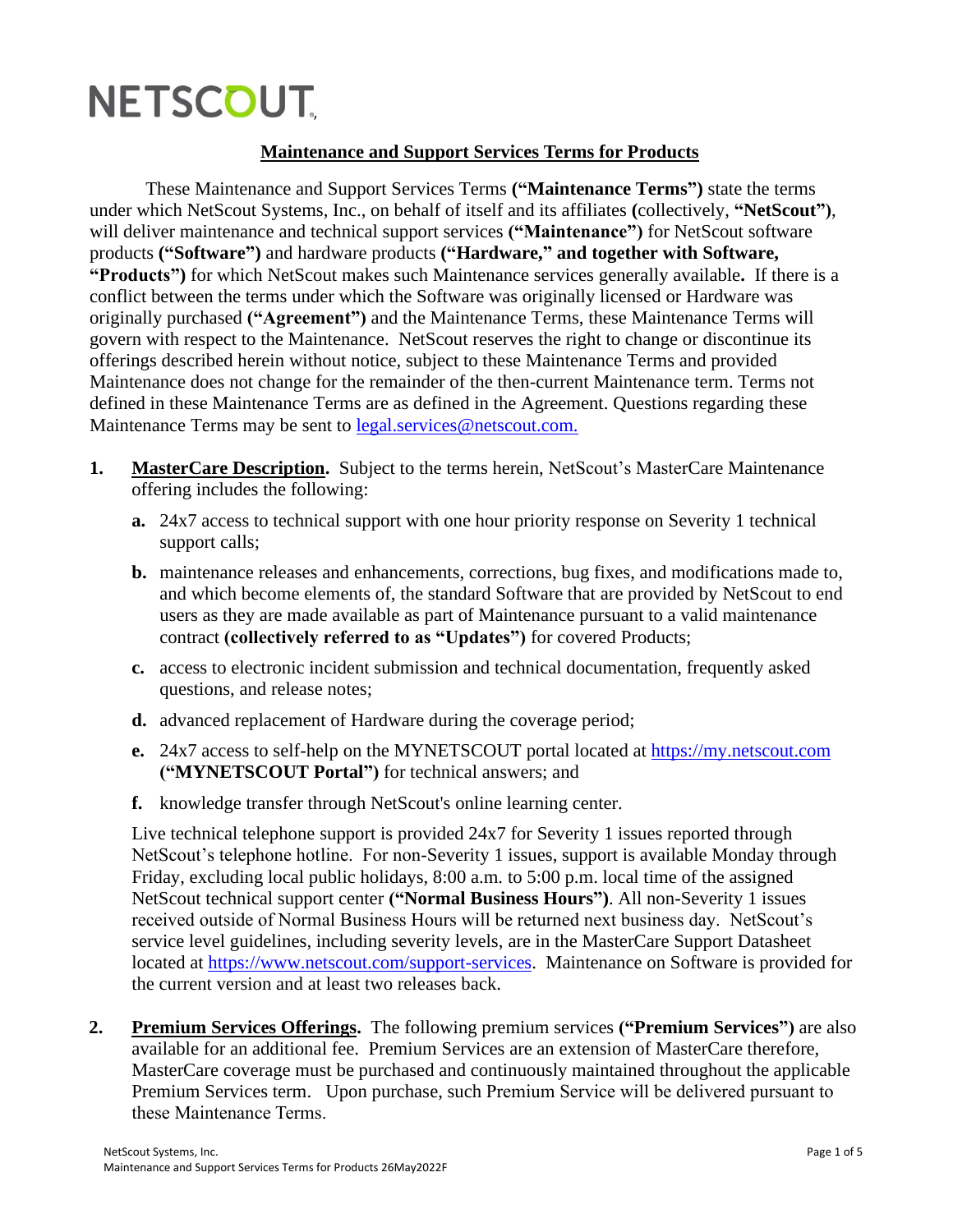NETSCOUT

# Maintenance and Support Services Terms for Products

These Maintenance and Support Services Terms **("Maintenance Terms")** state the terms under which NetScout Systems, Inc., on behalf of itself and its affiliates (collectively, **"NetScout")**, will deliver maintenance and technical support services **("Maintenance")** for NetScout software products **("Software")** and hardware products **("Hardware," and together with Software, "Products")** for which NetScout makes such Maintenance services generally available**.** If there is a conflict between the terms under which the Software was originally licensed or Hardware was originally purchased **("Agreement")** and the Maintenance Terms, these Maintenance Terms will govern with respect to the Maintenance. NetScout reserves the right to change or discontinue its offerings described herein without notice, subject to these Maintenance Terms and provided Maintenance does not change for the remainder of the then-current Maintenance term. Terms not defined in these Maintenance Terms are as defined in the Agreement. Questions regarding these Maintenance Terms may be sent to legal.services@netscout.com.

**1. MasterCare Description.** Subject to the terms herein, NetScout's MasterCare Maintenance offering includes the following:

**a.** 24x7 access to technical support with one hour priority response on Severity 1 technical support calls;

**b.** maintenance releases and enhancements, corrections, bug fixes, and modifications made to, and which become elements of, the standard Software that are provided by NetScout to end users as they are made available as part of Maintenance pursuant to a valid maintenance contract **(collectively referred to as "Updates")** for covered Products;

**c.** access to electronic incident submission and technical documentation, frequently asked questions, and release notes;

**d.** advanced replacement of Hardware during the coverage period;

**e.** 24x7 access to self-help on the MYNETSCOUT portal located at https://my.netscout.com **("MYNETSCOUT Portal")** for technical answers; and

**f.** knowledge transfer through NetScout's online learning center.

Live technical telephone support is provided 24x7 for Severity 1 issues reported through NetScout's telephone hotline. For non-Severity 1 issues, support is available Monday through Friday, excluding local public holidays, 8:00 a.m. to 5:00 p.m. local time of the assigned NetScout technical support center **("Normal Business Hours")**. All non-Severity 1 issues received outside of Normal Business Hours will be returned next business day. NetScout's service level guidelines, including severity levels, are in the MasterCare Support Datasheet located at https://www.netscout.com/support-services. Maintenance on Software is provided for the current version and at least two releases back.

**2. Premium Services Offerings.** The following premium services **("Premium Services")** are also available for an additional fee. Premium Services are an extension of MasterCare therefore, MasterCare coverage must be purchased and continuously maintained throughout the applicable Premium Services term. Upon purchase, such Premium Service will be delivered pursuant to these Maintenance Terms.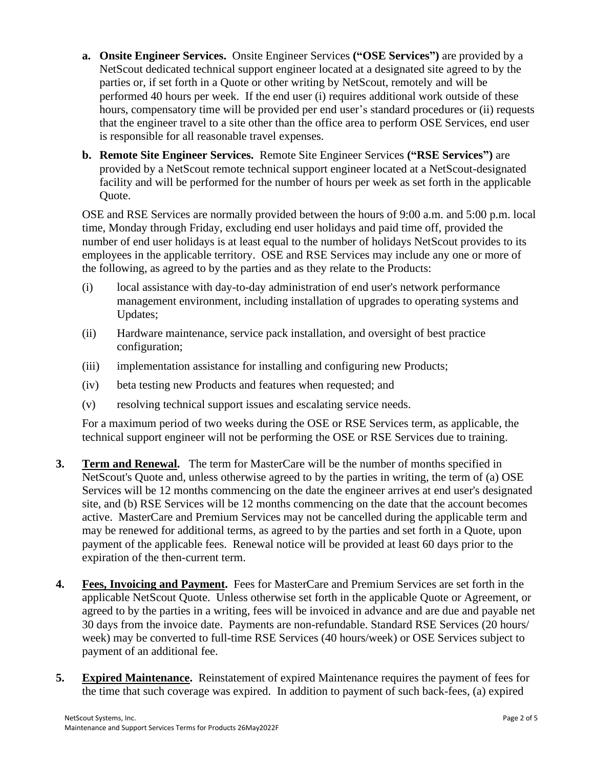**a. Onsite Engineer Services.** Onsite Engineer Services **("OSE Services")** are provided by a NetScout dedicated technical support engineer located at a designated site agreed to by the parties or, if set forth in a Quote or other writing by NetScout, remotely and will be performed 40 hours per week. If the end user (i) requires additional work outside of these hours, compensatory time will be provided per end user's standard procedures or (ii) requests that the engineer travel to a site other than the office area to perform OSE Services, end user is responsible for all reasonable travel expenses.

**b. Remote Site Engineer Services.** Remote Site Engineer Services **("RSE Services")** are provided by a NetScout remote technical support engineer located at a NetScout-designated facility and will be performed for the number of hours per week as set forth in the applicable Quote.

OSE and RSE Services are normally provided between the hours of 9:00 a.m. and 5:00 p.m. local time, Monday through Friday, excluding end user holidays and paid time off, provided the number of end user holidays is at least equal to the number of holidays NetScout provides to its employees in the applicable territory. OSE and RSE Services may include any one or more of the following, as agreed to by the parties and as they relate to the Products:

(i) local assistance with day-to-day administration of end user's network performance management environment, including installation of upgrades to operating systems and Updates;

(ii) Hardware maintenance, service pack installation, and oversight of best practice configuration;

(iii) implementation assistance for installing and configuring new Products;

(iv) beta testing new Products and features when requested; and

(v) resolving technical support issues and escalating service needs.

For a maximum period of two weeks during the OSE or RSE Services term, as applicable, the technical support engineer will not be performing the OSE or RSE Services due to training.

**3. Term and Renewal.** The term for MasterCare will be the number of months specified in NetScout's Quote and, unless otherwise agreed to by the parties in writing, the term of (a) OSE Services will be 12 months commencing on the date the engineer arrives at end user's designated site, and (b) RSE Services will be 12 months commencing on the date that the account becomes active. MasterCare and Premium Services may not be cancelled during the applicable term and may be renewed for additional terms, as agreed to by the parties and set forth in a Quote, upon payment of the applicable fees. Renewal notice will be provided at least 60 days prior to the expiration of the then-current term.

**4. Fees, Invoicing and Payment.** Fees for MasterCare and Premium Services are set forth in the applicable NetScout Quote. Unless otherwise set forth in the applicable Quote or Agreement, or agreed to by the parties in a writing, fees will be invoiced in advance and are due and payable net 30 days from the invoice date. Payments are non-refundable. Standard RSE Services (20 hours/ week) may be converted to full-time RSE Services (40 hours/week) or OSE Services subject to payment of an additional fee.

**5. Expired Maintenance.** Reinstatement of expired Maintenance requires the payment of fees for the time that such coverage was expired. In addition to payment of such back-fees, (a) expired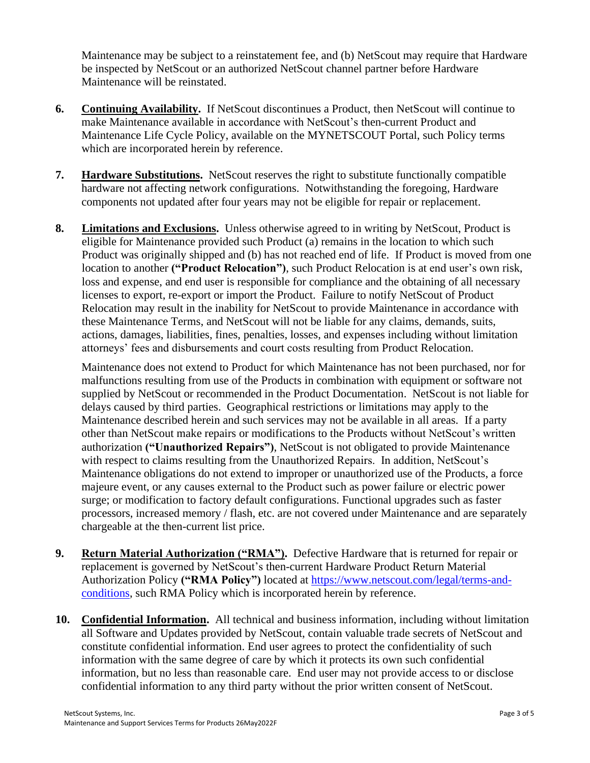Maintenance may be subject to a reinstatement fee, and (b) NetScout may require that Hardware be inspected by NetScout or an authorized NetScout channel partner before Hardware Maintenance will be reinstated.

6. **Continuing Availability.** If NetScout discontinues a Product, then NetScout will continue to make Maintenance available in accordance with NetScout's then-current Product and Maintenance Life Cycle Policy, available on the MYNETSCOUT Portal, such Policy terms which are incorporated herein by reference.

7. **Hardware Substitutions.** NetScout reserves the right to substitute functionally compatible hardware not affecting network configurations. Notwithstanding the foregoing, Hardware components not updated after four years may not be eligible for repair or replacement.

8. **Limitations and Exclusions.** Unless otherwise agreed to in writing by NetScout, Product is eligible for Maintenance provided such Product (a) remains in the location to which such Product was originally shipped and (b) has not reached end of life. If Product is moved from one location to another **("Product Relocation")**, such Product Relocation is at end user's own risk, loss and expense, and end user is responsible for compliance and the obtaining of all necessary licenses to export, re-export or import the Product. Failure to notify NetScout of Product Relocation may result in the inability for NetScout to provide Maintenance in accordance with these Maintenance Terms, and NetScout will not be liable for any claims, demands, suits, actions, damages, liabilities, fines, penalties, losses, and expenses including without limitation attorneys' fees and disbursements and court costs resulting from Product Relocation.

   Maintenance does not extend to Product for which Maintenance has not been purchased, nor for malfunctions resulting from use of the Products in combination with equipment or software not supplied by NetScout or recommended in the Product Documentation. NetScout is not liable for delays caused by third parties. Geographical restrictions or limitations may apply to the Maintenance described herein and such services may not be available in all areas. If a party other than NetScout make repairs or modifications to the Products without NetScout's written authorization **("Unauthorized Repairs")**, NetScout is not obligated to provide Maintenance with respect to claims resulting from the Unauthorized Repairs. In addition, NetScout's Maintenance obligations do not extend to improper or unauthorized use of the Products, a force majeure event, or any causes external to the Product such as power failure or electric power surge; or modification to factory default configurations. Functional upgrades such as faster processors, increased memory / flash, etc. are not covered under Maintenance and are separately chargeable at the then-current list price.

9. **Return Material Authorization ("RMA").** Defective Hardware that is returned for repair or replacement is governed by NetScout's then-current Hardware Product Return Material Authorization Policy **("RMA Policy")** located at [https://www.netscout.com/legal/terms-and-conditions](https://www.netscout.com/legal/terms-and-conditions), such RMA Policy which is incorporated herein by reference.

10. **Confidential Information.** All technical and business information, including without limitation all Software and Updates provided by NetScout, contain valuable trade secrets of NetScout and constitute confidential information. End user agrees to protect the confidentiality of such information with the same degree of care by which it protects its own such confidential information, but no less than reasonable care. End user may not provide access to or disclose confidential information to any third party without the prior written consent of NetScout.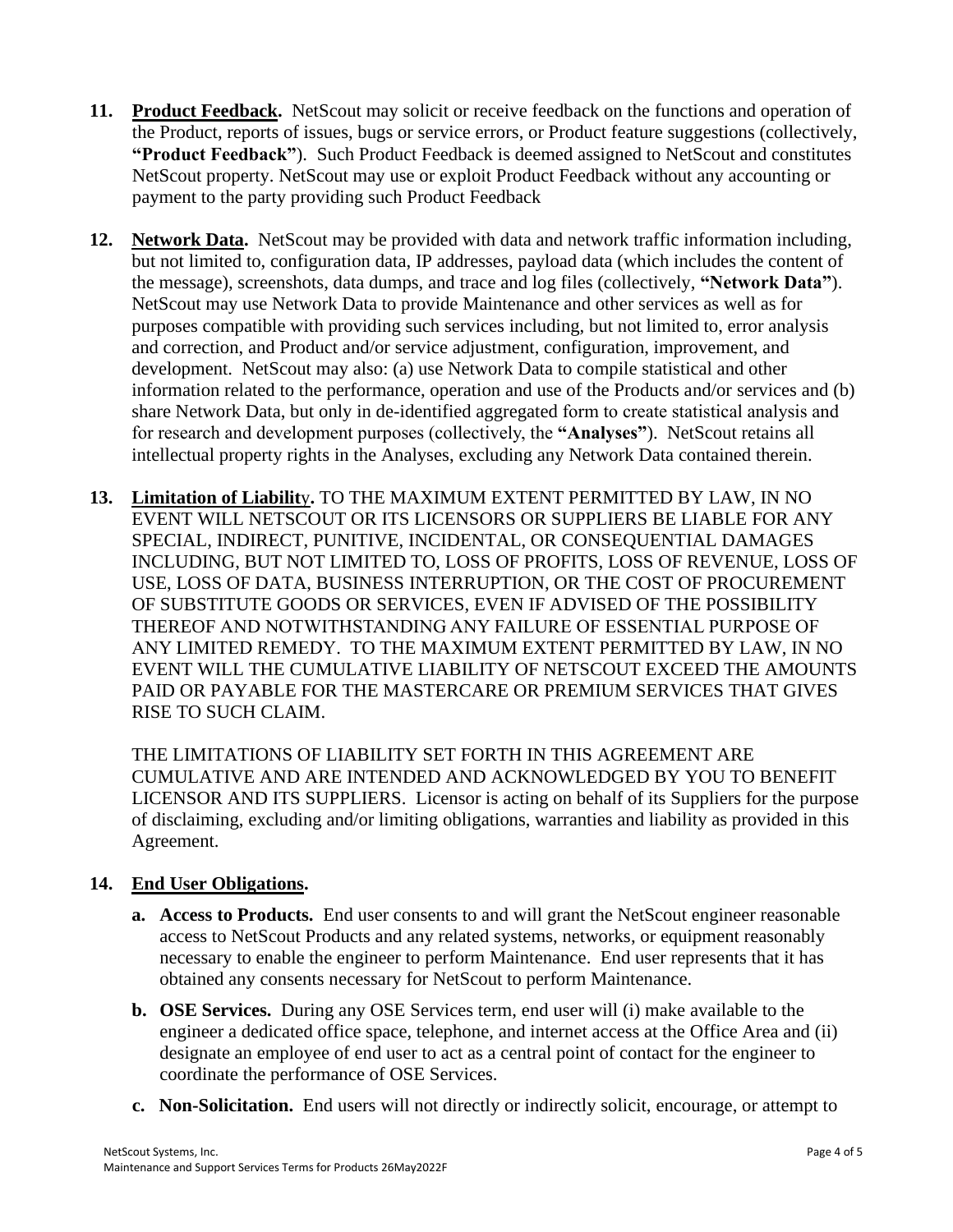**11. Product Feedback.** NetScout may solicit or receive feedback on the functions and operation of the Product, reports of issues, bugs or service errors, or Product feature suggestions (collectively, **"Product Feedback"**). Such Product Feedback is deemed assigned to NetScout and constitutes NetScout property. NetScout may use or exploit Product Feedback without any accounting or payment to the party providing such Product Feedback

**12. Network Data.** NetScout may be provided with data and network traffic information including, but not limited to, configuration data, IP addresses, payload data (which includes the content of the message), screenshots, data dumps, and trace and log files (collectively, **"Network Data"**). NetScout may use Network Data to provide Maintenance and other services as well as for purposes compatible with providing such services including, but not limited to, error analysis and correction, and Product and/or service adjustment, configuration, improvement, and development. NetScout may also: (a) use Network Data to compile statistical and other information related to the performance, operation and use of the Products and/or services and (b) share Network Data, but only in de-identified aggregated form to create statistical analysis and for research and development purposes (collectively, the **"Analyses"**). NetScout retains all intellectual property rights in the Analyses, excluding any Network Data contained therein.

**13. Limitation of Liability.** TO THE MAXIMUM EXTENT PERMITTED BY LAW, IN NO EVENT WILL NETSCOUT OR ITS LICENSORS OR SUPPLIERS BE LIABLE FOR ANY SPECIAL, INDIRECT, PUNITIVE, INCIDENTAL, OR CONSEQUENTIAL DAMAGES INCLUDING, BUT NOT LIMITED TO, LOSS OF PROFITS, LOSS OF REVENUE, LOSS OF USE, LOSS OF DATA, BUSINESS INTERRUPTION, OR THE COST OF PROCUREMENT OF SUBSTITUTE GOODS OR SERVICES, EVEN IF ADVISED OF THE POSSIBILITY THEREOF AND NOTWITHSTANDING ANY FAILURE OF ESSENTIAL PURPOSE OF ANY LIMITED REMEDY. TO THE MAXIMUM EXTENT PERMITTED BY LAW, IN NO EVENT WILL THE CUMULATIVE LIABILITY OF NETSCOUT EXCEED THE AMOUNTS PAID OR PAYABLE FOR THE MASTERCARE OR PREMIUM SERVICES THAT GIVES RISE TO SUCH CLAIM.

THE LIMITATIONS OF LIABILITY SET FORTH IN THIS AGREEMENT ARE CUMULATIVE AND ARE INTENDED AND ACKNOWLEDGED BY YOU TO BENEFIT LICENSOR AND ITS SUPPLIERS. Licensor is acting on behalf of its Suppliers for the purpose of disclaiming, excluding and/or limiting obligations, warranties and liability as provided in this Agreement.

**14. End User Obligations.**

a. **Access to Products.** End user consents to and will grant the NetScout engineer reasonable access to NetScout Products and any related systems, networks, or equipment reasonably necessary to enable the engineer to perform Maintenance. End user represents that it has obtained any consents necessary for NetScout to perform Maintenance.

b. **OSE Services.** During any OSE Services term, end user will (i) make available to the engineer a dedicated office space, telephone, and internet access at the Office Area and (ii) designate an employee of end user to act as a central point of contact for the engineer to coordinate the performance of OSE Services.

c. **Non-Solicitation.** End users will not directly or indirectly solicit, encourage, or attempt to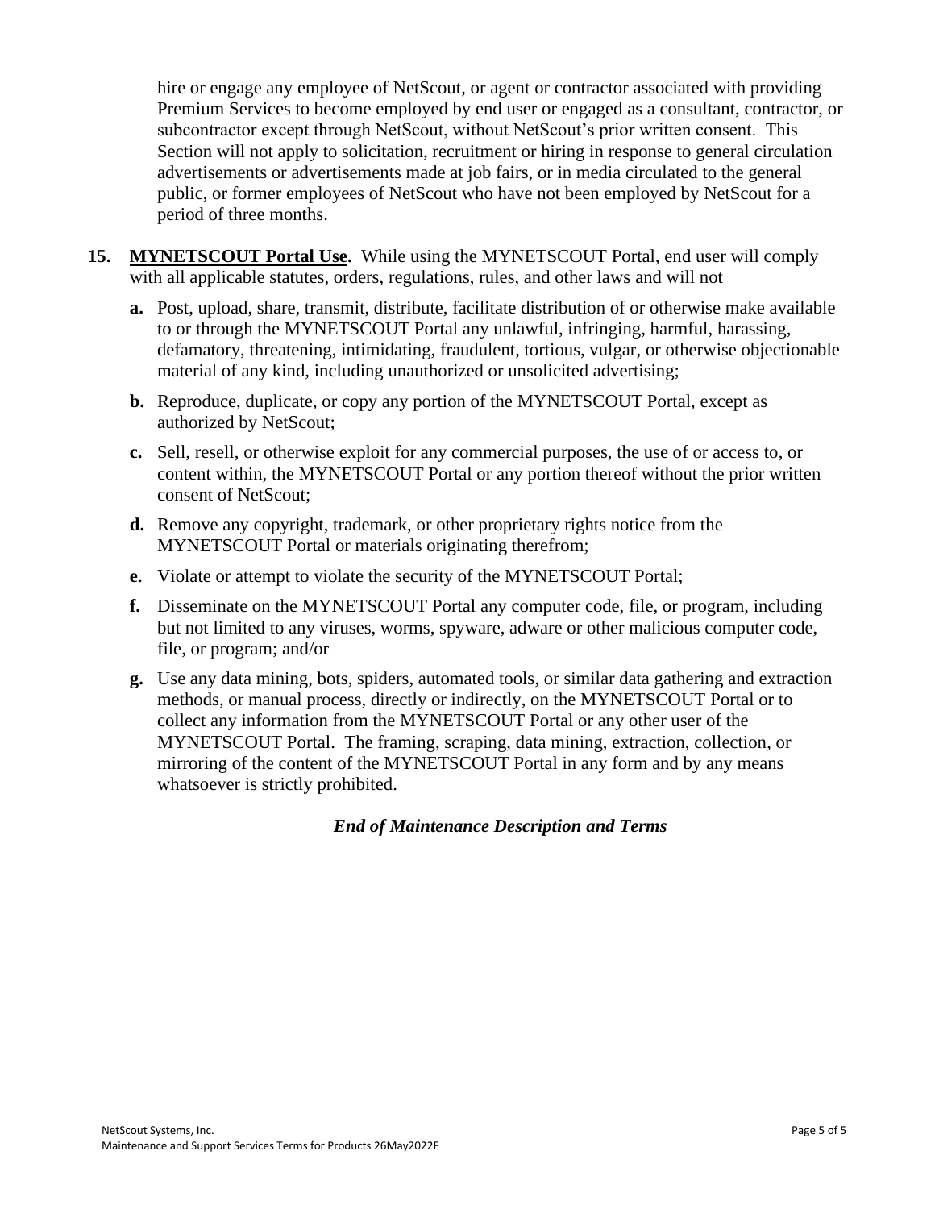hire or engage any employee of NetScout, or agent or contractor associated with providing Premium Services to become employed by end user or engaged as a consultant, contractor, or subcontractor except through NetScout, without NetScout's prior written consent. This Section will not apply to solicitation, recruitment or hiring in response to general circulation advertisements or advertisements made at job fairs, or in media circulated to the general public, or former employees of NetScout who have not been employed by NetScout for a period of three months.

**15.** **MYNETSCOUT Portal Use.** While using the MYNETSCOUT Portal, end user will comply with all applicable statutes, orders, regulations, rules, and other laws and will not

**a.** Post, upload, share, transmit, distribute, facilitate distribution of or otherwise make available to or through the MYNETSCOUT Portal any unlawful, infringing, harmful, harassing, defamatory, threatening, intimidating, fraudulent, tortious, vulgar, or otherwise objectionable material of any kind, including unauthorized or unsolicited advertising;

**b.** Reproduce, duplicate, or copy any portion of the MYNETSCOUT Portal, except as authorized by NetScout;

**c.** Sell, resell, or otherwise exploit for any commercial purposes, the use of or access to, or content within, the MYNETSCOUT Portal or any portion thereof without the prior written consent of NetScout;

**d.** Remove any copyright, trademark, or other proprietary rights notice from the MYNETSCOUT Portal or materials originating therefrom;

**e.** Violate or attempt to violate the security of the MYNETSCOUT Portal;

**f.** Disseminate on the MYNETSCOUT Portal any computer code, file, or program, including but not limited to any viruses, worms, spyware, adware or other malicious computer code, file, or program; and/or

**g.** Use any data mining, bots, spiders, automated tools, or similar data gathering and extraction methods, or manual process, directly or indirectly, on the MYNETSCOUT Portal or to collect any information from the MYNETSCOUT Portal or any other user of the MYNETSCOUT Portal. The framing, scraping, data mining, extraction, collection, or mirroring of the content of the MYNETSCOUT Portal in any form and by any means whatsoever is strictly prohibited.

***End of Maintenance Description and Terms***